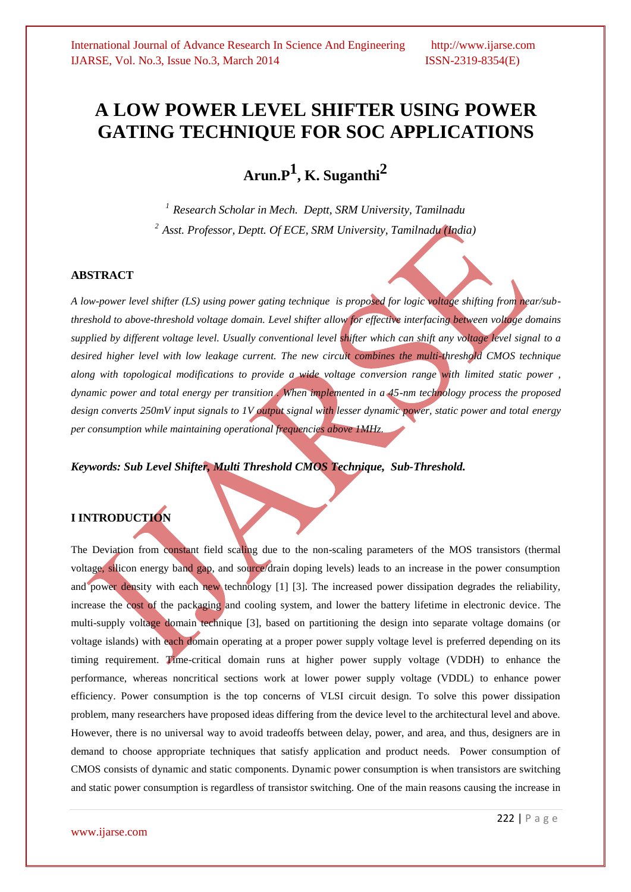# A LOW POWER LEVEL SHIFTER USING POWER GATING TECHNIQUE FOR SOC APPLICATIONS

**Arun.P[1], K. Suganthi[2]**

*[1] Research Scholar in Mech. Deptt, SRM University, Tamilnadu*
*[2] Asst. Professor, Deptt. Of ECE, SRM University, Tamilnadu (India)*

## ABSTRACT

*A low-power level shifter (LS) using power gating technique is proposed for logic voltage shifting from near/sub-threshold to above-threshold voltage domain. Level shifter allow for effective interfacing between voltage domains supplied by different voltage level. Usually conventional level shifter which can shift any voltage level signal to a desired higher level with low leakage current. The new circuit combines the multi-threshold CMOS technique along with topological modifications to provide a wide voltage conversion range with limited static power , dynamic power and total energy per transition . When implemented in a 45-nm technology process the proposed design converts 250mV input signals to 1V output signal with lesser dynamic power, static power and total energy per consumption while maintaining operational frequencies above 1MHz.*

***Keywords: Sub Level Shifter, Multi Threshold CMOS Technique, Sub-Threshold.***

## I INTRODUCTION

The Deviation from constant field scaling due to the non-scaling parameters of the MOS transistors (thermal voltage, silicon energy band gap, and source/drain doping levels) leads to an increase in the power consumption and power density with each new technology [1] [3]. The increased power dissipation degrades the reliability, increase the cost of the packaging and cooling system, and lower the battery lifetime in electronic device. The multi-supply voltage domain technique [3], based on partitioning the design into separate voltage domains (or voltage islands) with each domain operating at a proper power supply voltage level is preferred depending on its timing requirement. Time-critical domain runs at higher power supply voltage (VDDH) to enhance the performance, whereas noncritical sections work at lower power supply voltage (VDDL) to enhance power efficiency. Power consumption is the top concerns of VLSI circuit design. To solve this power dissipation problem, many researchers have proposed ideas differing from the device level to the architectural level and above. However, there is no universal way to avoid tradeoffs between delay, power, and area, and thus, designers are in demand to choose appropriate techniques that satisfy application and product needs. Power consumption of CMOS consists of dynamic and static components. Dynamic power consumption is when transistors are switching and static power consumption is regardless of transistor switching. One of the main reasons causing the increase in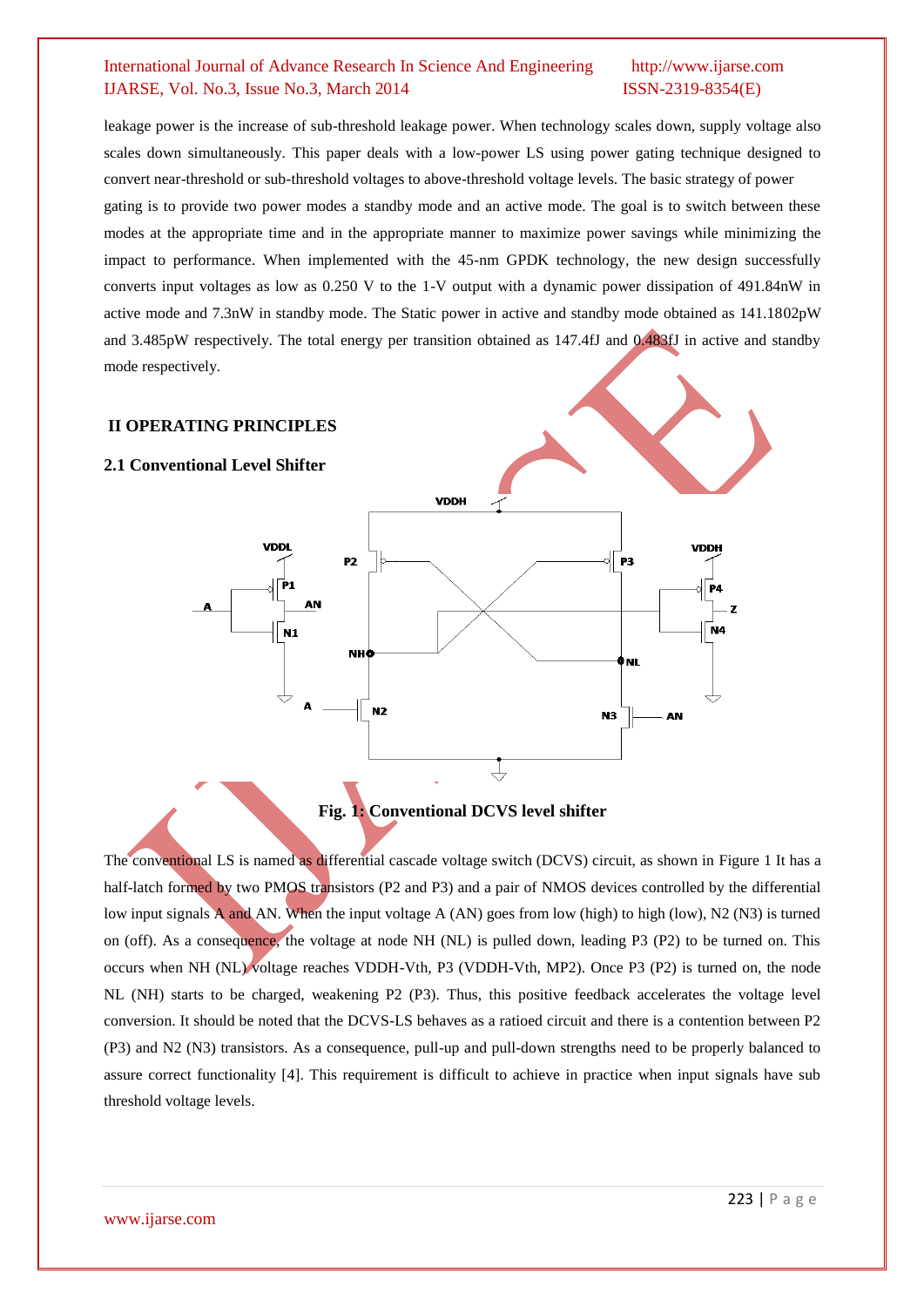leakage power is the increase of sub-threshold leakage power. When technology scales down, supply voltage also scales down simultaneously. This paper deals with a low-power LS using power gating technique designed to convert near-threshold or sub-threshold voltages to above-threshold voltage levels. The basic strategy of power gating is to provide two power modes a standby mode and an active mode. The goal is to switch between these modes at the appropriate time and in the appropriate manner to maximize power savings while minimizing the impact to performance. When implemented with the 45-nm GPDK technology, the new design successfully converts input voltages as low as 0.250 V to the 1-V output with a dynamic power dissipation of 491.84nW in active mode and 7.3nW in standby mode. The Static power in active and standby mode obtained as 141.1802pW and 3.485pW respectively. The total energy per transition obtained as 147.4fJ and 0.483fJ in active and standby mode respectively.

## II OPERATING PRINCIPLES

### 2.1 Conventional Level Shifter

**Fig. 1: Conventional DCVS level shifter**

The conventional LS is named as differential cascade voltage switch (DCVS) circuit, as shown in Figure 1 It has a half-latch formed by two PMOS transistors (P2 and P3) and a pair of NMOS devices controlled by the differential low input signals A and AN. When the input voltage A (AN) goes from low (high) to high (low), N2 (N3) is turned on (off). As a consequence, the voltage at node NH (NL) is pulled down, leading P3 (P2) to be turned on. This occurs when NH (NL) voltage reaches VDDH-Vth, P3 (VDDH-Vth, MP2). Once P3 (P2) is turned on, the node NL (NH) starts to be charged, weakening P2 (P3). Thus, this positive feedback accelerates the voltage level conversion. It should be noted that the DCVS-LS behaves as a ratioed circuit and there is a contention between P2 (P3) and N2 (N3) transistors. As a consequence, pull-up and pull-down strengths need to be properly balanced to assure correct functionality [4]. This requirement is difficult to achieve in practice when input signals have sub threshold voltage levels.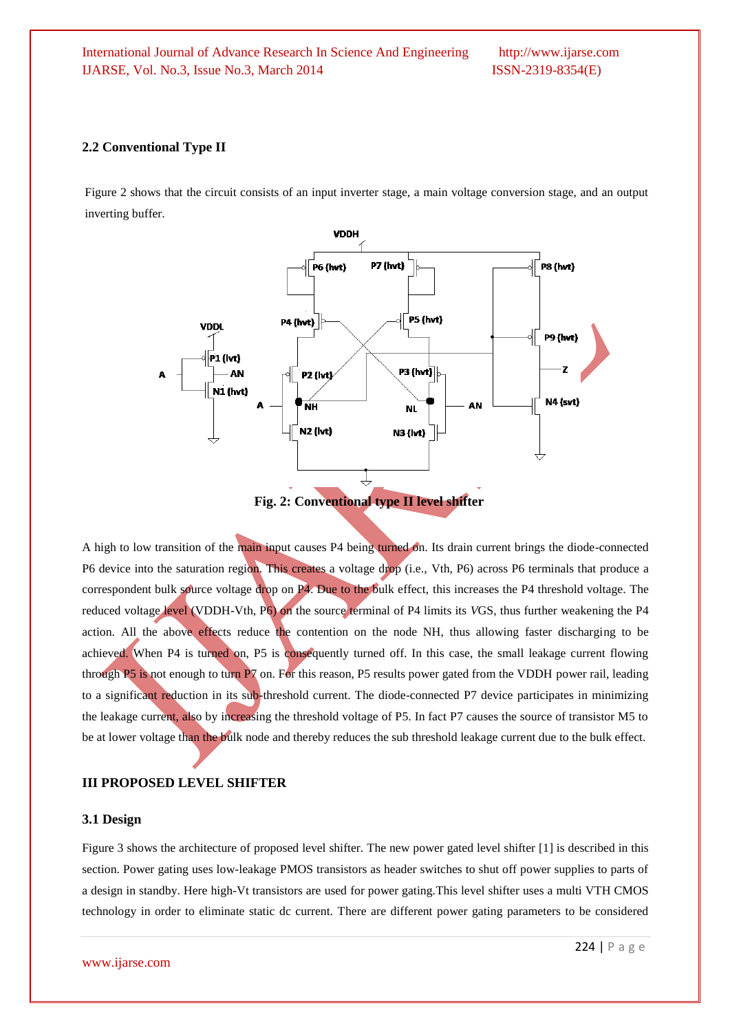### 2.2 Conventional Type II

Figure 2 shows that the circuit consists of an input inverter stage, a main voltage conversion stage, and an output inverting buffer.

**Fig. 2: Conventional type II level shifter**

A high to low transition of the main input causes P4 being turned on. Its drain current brings the diode-connected P6 device into the saturation region. This creates a voltage drop (i.e., Vth, P6) across P6 terminals that produce a correspondent bulk source voltage drop on P4. Due to the bulk effect, this increases the P4 threshold voltage. The reduced voltage level (VDDH-Vth, P6) on the source terminal of P4 limits its *V*GS, thus further weakening the P4 action. All the above effects reduce the contention on the node NH, thus allowing faster discharging to be achieved. When P4 is turned on, P5 is consequently turned off. In this case, the small leakage current flowing through P5 is not enough to turn P7 on. For this reason, P5 results power gated from the VDDH power rail, leading to a significant reduction in its sub-threshold current. The diode-connected P7 device participates in minimizing the leakage current, also by increasing the threshold voltage of P5. In fact P7 causes the source of transistor M5 to be at lower voltage than the bulk node and thereby reduces the sub threshold leakage current due to the bulk effect.

## III PROPOSED LEVEL SHIFTER

### 3.1 Design

Figure 3 shows the architecture of proposed level shifter. The new power gated level shifter [1] is described in this section. Power gating uses low-leakage PMOS transistors as header switches to shut off power supplies to parts of a design in standby. Here high-Vt transistors are used for power gating.This level shifter uses a multi VTH CMOS technology in order to eliminate static dc current. There are different power gating parameters to be considered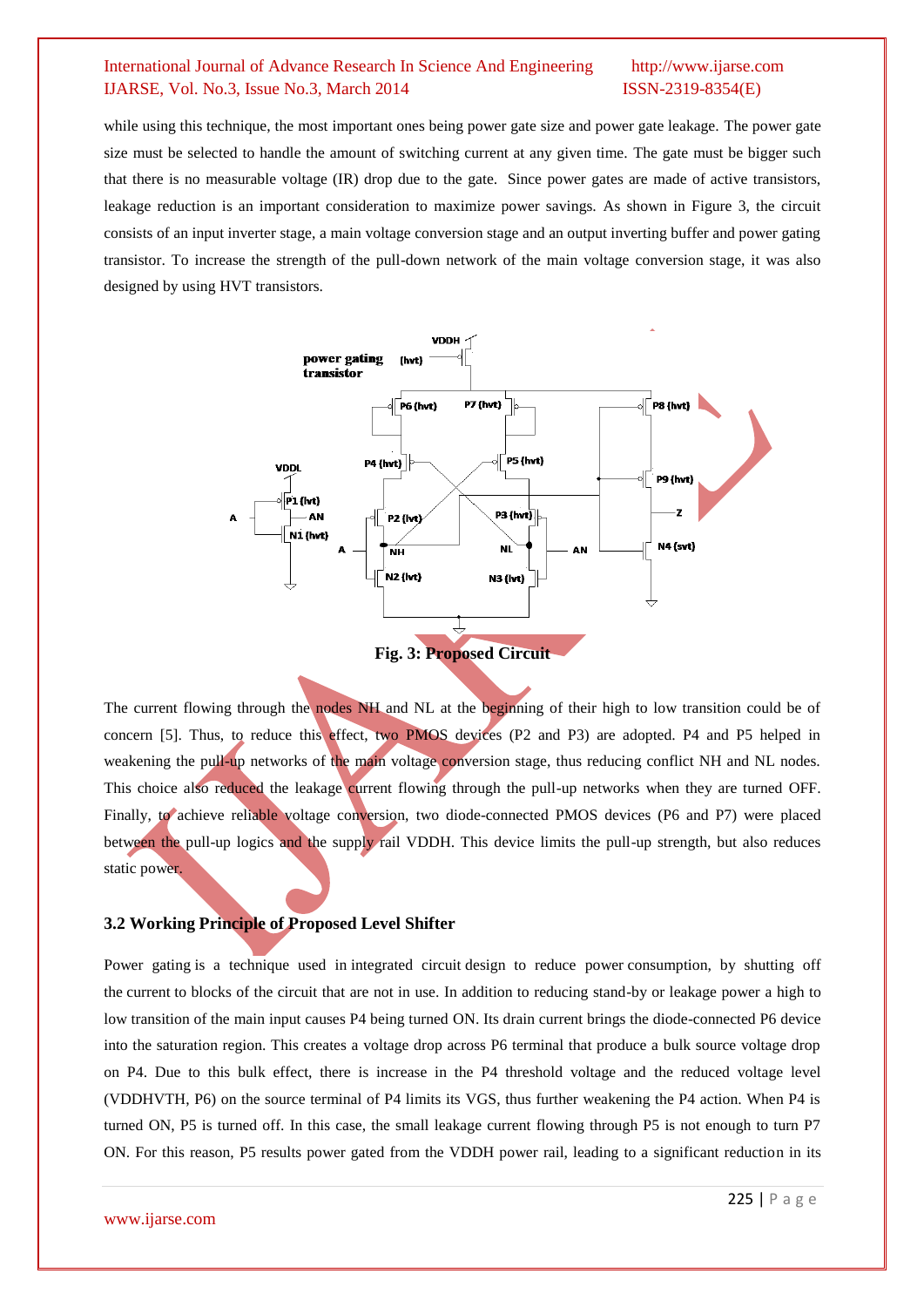while using this technique, the most important ones being power gate size and power gate leakage. The power gate size must be selected to handle the amount of switching current at any given time. The gate must be bigger such that there is no measurable voltage (IR) drop due to the gate. Since power gates are made of active transistors, leakage reduction is an important consideration to maximize power savings. As shown in Figure 3, the circuit consists of an input inverter stage, a main voltage conversion stage and an output inverting buffer and power gating transistor. To increase the strength of the pull-down network of the main voltage conversion stage, it was also designed by using HVT transistors.

**Fig. 3: Proposed Circuit**

The current flowing through the nodes NH and NL at the beginning of their high to low transition could be of concern [5]. Thus, to reduce this effect, two PMOS devices (P2 and P3) are adopted. P4 and P5 helped in weakening the pull-up networks of the main voltage conversion stage, thus reducing conflict NH and NL nodes. This choice also reduced the leakage current flowing through the pull-up networks when they are turned OFF. Finally, to achieve reliable voltage conversion, two diode-connected PMOS devices (P6 and P7) were placed between the pull-up logics and the supply rail VDDH. This device limits the pull-up strength, but also reduces static power.

### 3.2 Working Principle of Proposed Level Shifter

Power gating is a technique used in integrated circuit design to reduce power consumption, by shutting off the current to blocks of the circuit that are not in use. In addition to reducing stand-by or leakage power a high to low transition of the main input causes P4 being turned ON. Its drain current brings the diode-connected P6 device into the saturation region. This creates a voltage drop across P6 terminal that produce a bulk source voltage drop on P4. Due to this bulk effect, there is increase in the P4 threshold voltage and the reduced voltage level (VDDHVTH, P6) on the source terminal of P4 limits its VGS, thus further weakening the P4 action. When P4 is turned ON, P5 is turned off. In this case, the small leakage current flowing through P5 is not enough to turn P7 ON. For this reason, P5 results power gated from the VDDH power rail, leading to a significant reduction in its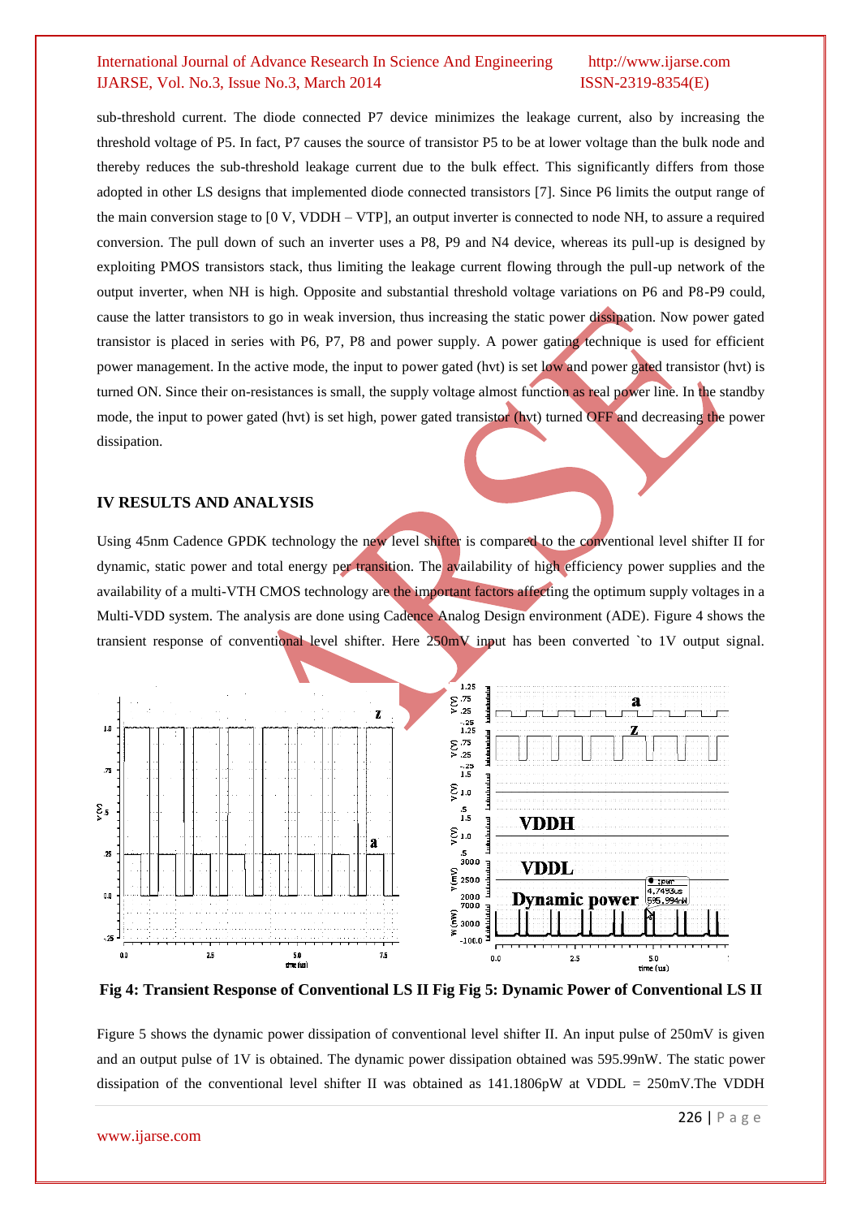sub-threshold current. The diode connected P7 device minimizes the leakage current, also by increasing the threshold voltage of P5. In fact, P7 causes the source of transistor P5 to be at lower voltage than the bulk node and thereby reduces the sub-threshold leakage current due to the bulk effect. This significantly differs from those adopted in other LS designs that implemented diode connected transistors [7]. Since P6 limits the output range of the main conversion stage to [0 V, VDDH – VTP], an output inverter is connected to node NH, to assure a required conversion. The pull down of such an inverter uses a P8, P9 and N4 device, whereas its pull-up is designed by exploiting PMOS transistors stack, thus limiting the leakage current flowing through the pull-up network of the output inverter, when NH is high. Opposite and substantial threshold voltage variations on P6 and P8-P9 could, cause the latter transistors to go in weak inversion, thus increasing the static power dissipation. Now power gated transistor is placed in series with P6, P7, P8 and power supply. A power gating technique is used for efficient power management. In the active mode, the input to power gated (hvt) is set low and power gated transistor (hvt) is turned ON. Since their on-resistances is small, the supply voltage almost function as real power line. In the standby mode, the input to power gated (hvt) is set high, power gated transistor (hvt) turned OFF and decreasing the power dissipation.

## IV RESULTS AND ANALYSIS

Using 45nm Cadence GPDK technology the new level shifter is compared to the conventional level shifter II for dynamic, static power and total energy per transition. The availability of high efficiency power supplies and the availability of a multi-VTH CMOS technology are the important factors affecting the optimum supply voltages in a Multi-VDD system. The analysis are done using Cadence Analog Design environment (ADE). Figure 4 shows the transient response of conventional level shifter. Here 250mV input has been converted `to 1V output signal.

**Fig 4: Transient Response of Conventional LS II Fig Fig 5: Dynamic Power of Conventional LS II**

Figure 5 shows the dynamic power dissipation of conventional level shifter II. An input pulse of 250mV is given and an output pulse of 1V is obtained. The dynamic power dissipation obtained was 595.99nW. The static power dissipation of the conventional level shifter II was obtained as 141.1806pW at VDDL = 250mV.The VDDH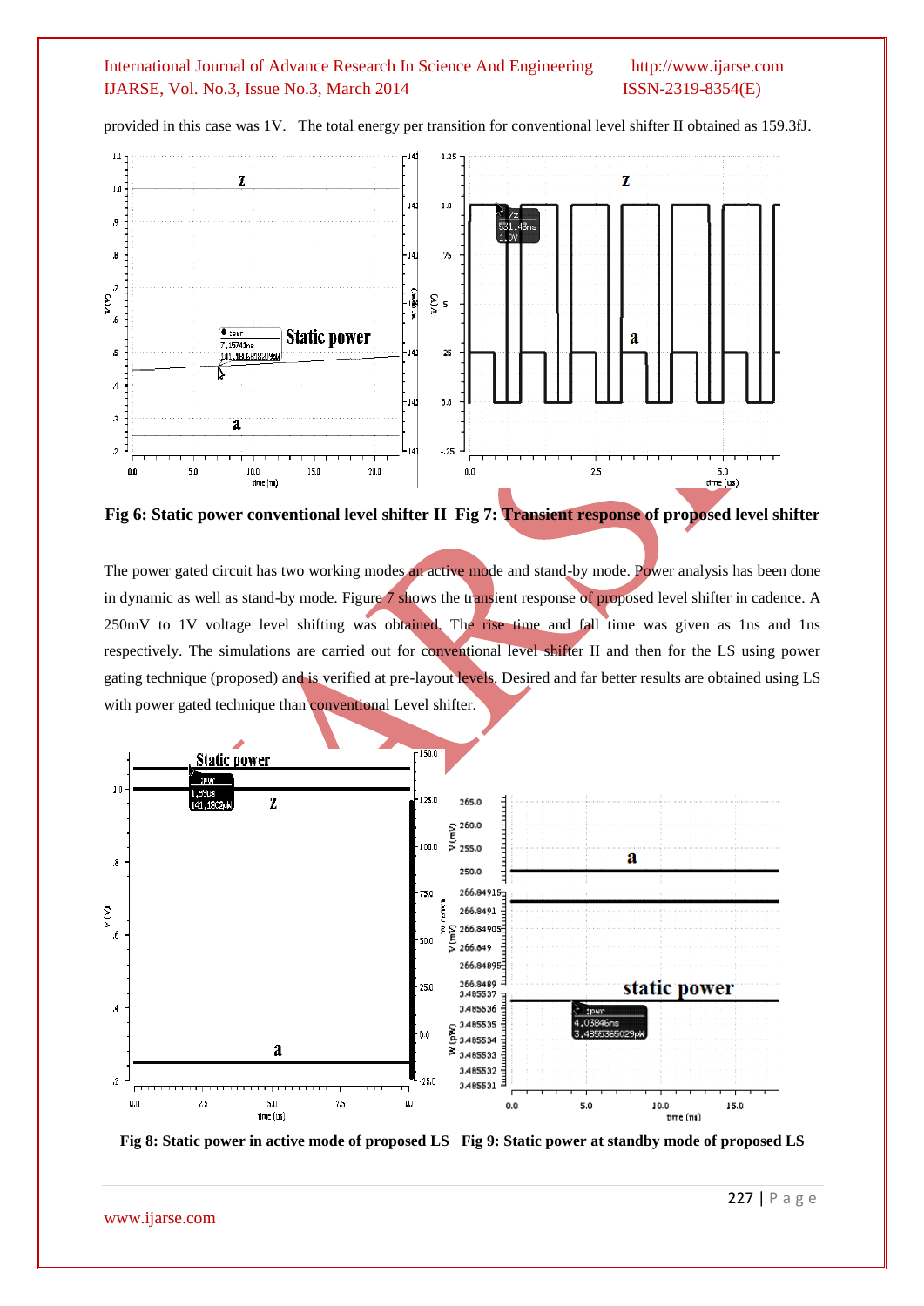provided in this case was 1V. The total energy per transition for conventional level shifter II obtained as 159.3fJ.

Fig 6: Static power conventional level shifter II Fig 7: Transient response of proposed level shifter

The power gated circuit has two working modes an active mode and stand-by mode. Power analysis has been done in dynamic as well as stand-by mode. Figure 7 shows the transient response of proposed level shifter in cadence. A 250mV to 1V voltage level shifting was obtained. The rise time and fall time was given as 1ns and 1ns respectively. The simulations are carried out for conventional level shifter II and then for the LS using power gating technique (proposed) and is verified at pre-layout levels. Desired and far better results are obtained using LS with power gated technique than conventional Level shifter.

Fig 8: Static power in active mode of proposed LS Fig 9: Static power at standby mode of proposed LS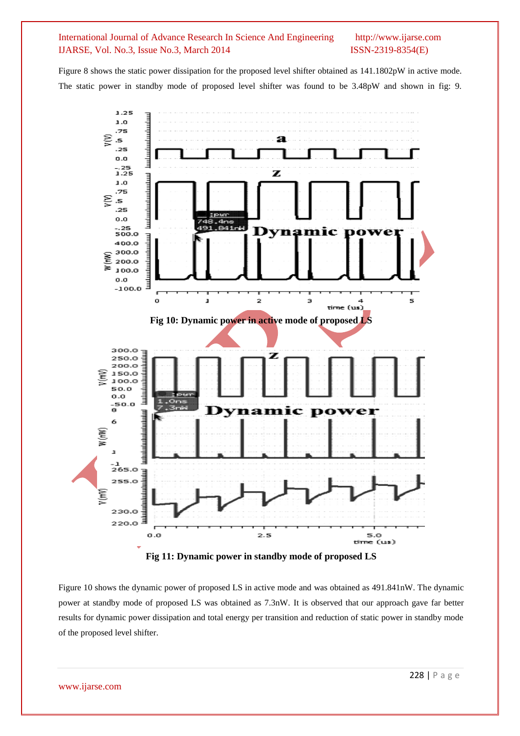Figure 8 shows the static power dissipation for the proposed level shifter obtained as 141.1802pW in active mode. The static power in standby mode of proposed level shifter was found to be 3.48pW and shown in fig: 9.

Fig 10: Dynamic power in active mode of proposed LS

Fig 11: Dynamic power in standby mode of proposed LS

Figure 10 shows the dynamic power of proposed LS in active mode and was obtained as 491.841nW. The dynamic power at standby mode of proposed LS was obtained as 7.3nW. It is observed that our approach gave far better results for dynamic power dissipation and total energy per transition and reduction of static power in standby mode of the proposed level shifter.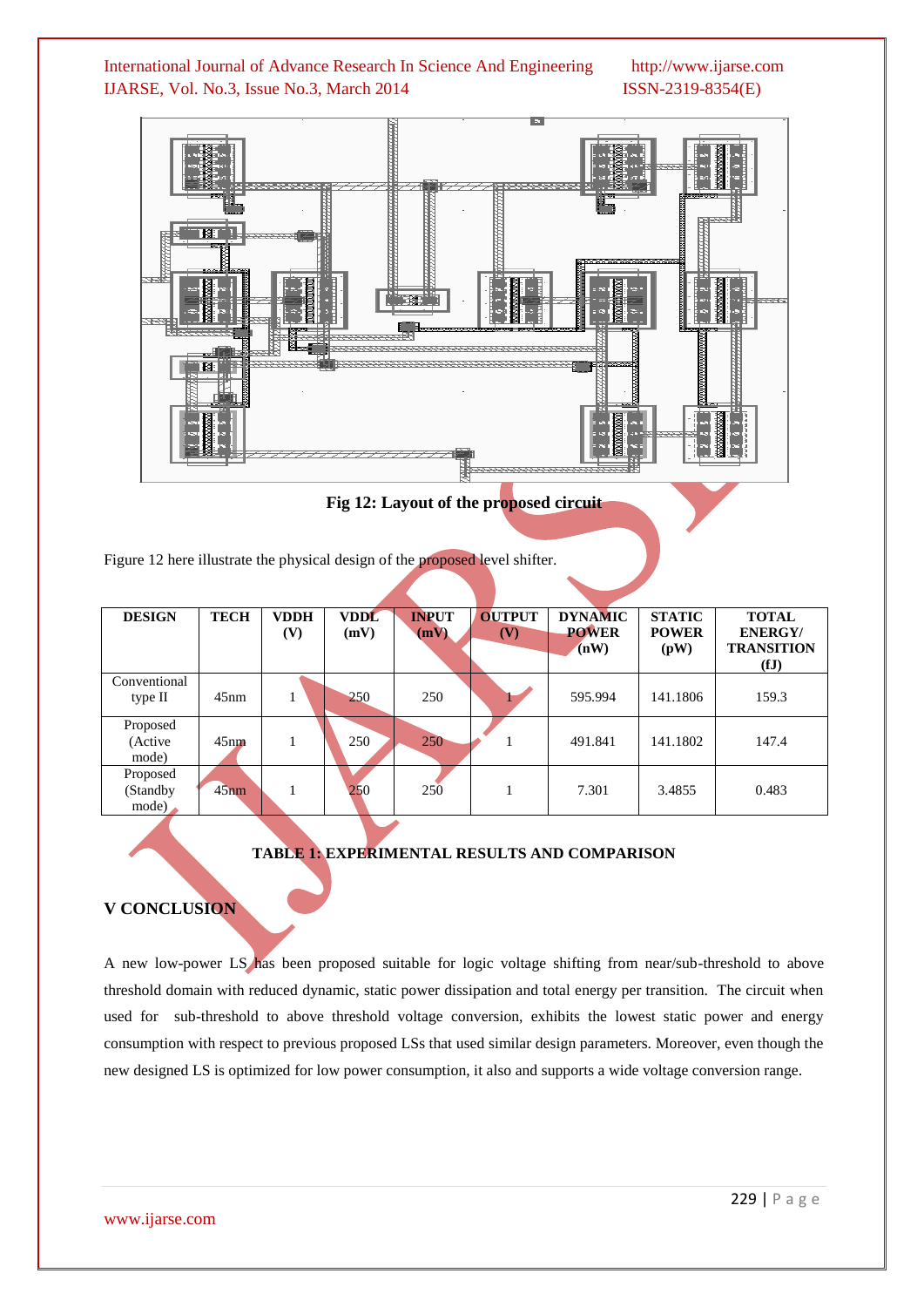**Fig 12: Layout of the proposed circuit**

Figure 12 here illustrate the physical design of the proposed level shifter.

| DESIGN | TECH | VDDH (V) | VDDL (mV) | INPUT (mV) | OUTPUT (V) | DYNAMIC POWER (nW) | STATIC POWER (pW) | TOTAL ENERGY/ TRANSITION (fJ) |
|---|---|---|---|---|---|---|---|---|
| Conventional type II | 45nm | 1 | 250 | 250 | 1 | 595.994 | 141.1806 | 159.3 |
| Proposed (Active mode) | 45nm | 1 | 250 | 250 | 1 | 491.841 | 141.1802 | 147.4 |
| Proposed (Standby mode) | 45nm | 1 | 250 | 250 | 1 | 7.301 | 3.4855 | 0.483 |

**TABLE 1: EXPERIMENTAL RESULTS AND COMPARISON**

## V CONCLUSION

A new low-power LS has been proposed suitable for logic voltage shifting from near/sub-threshold to above threshold domain with reduced dynamic, static power dissipation and total energy per transition. The circuit when used for sub-threshold to above threshold voltage conversion, exhibits the lowest static power and energy consumption with respect to previous proposed LSs that used similar design parameters. Moreover, even though the new designed LS is optimized for low power consumption, it also and supports a wide voltage conversion range.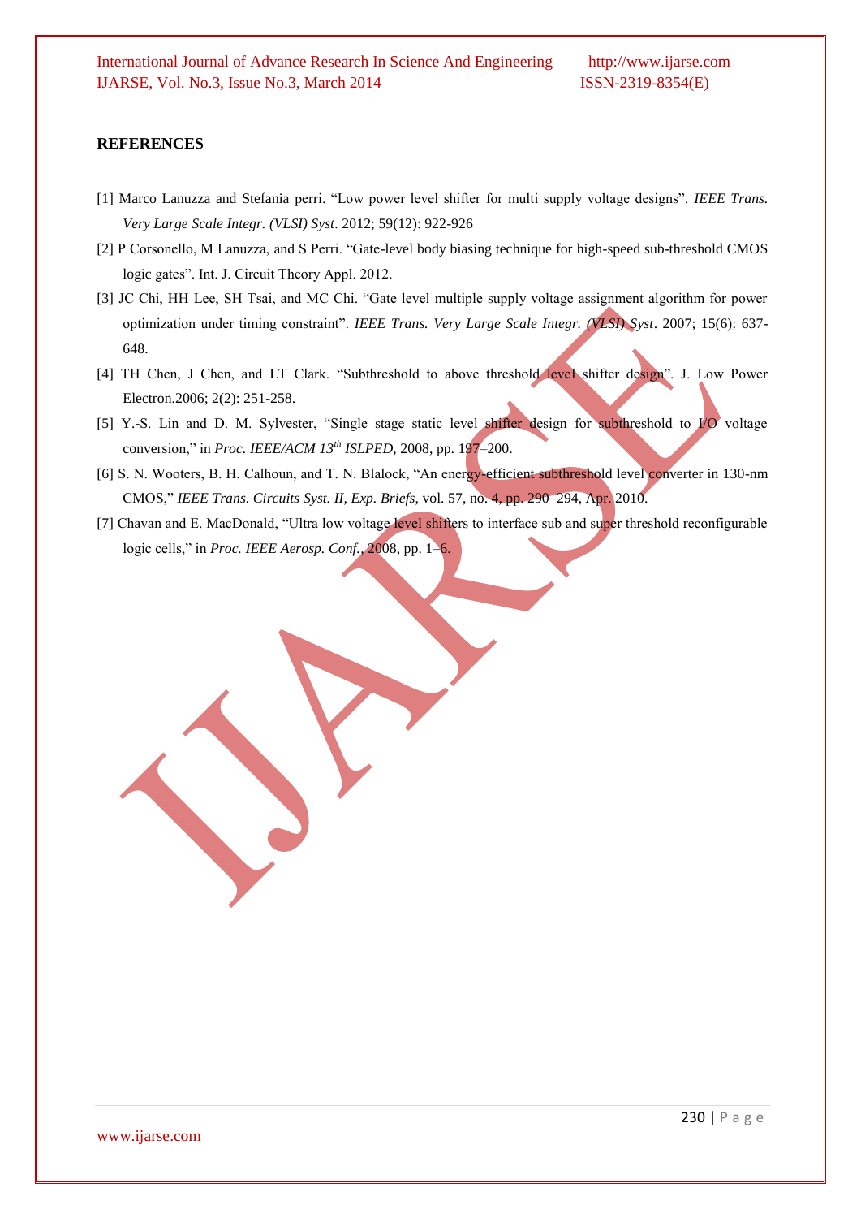**REFERENCES**

[1] Marco Lanuzza and Stefania perri. “Low power level shifter for multi supply voltage designs”. *IEEE Trans. Very Large Scale Integr. (VLSI) Syst*. 2012; 59(12): 922-926

[2] P Corsonello, M Lanuzza, and S Perri. “Gate-level body biasing technique for high-speed sub-threshold CMOS logic gates”. Int. J. Circuit Theory Appl. 2012.

[3] JC Chi, HH Lee, SH Tsai, and MC Chi. “Gate level multiple supply voltage assignment algorithm for power optimization under timing constraint”. *IEEE Trans. Very Large Scale Integr. (VLSI) Syst*. 2007; 15(6): 637-648.

[4] TH Chen, J Chen, and LT Clark. “Subthreshold to above threshold level shifter design”. J. Low Power Electron.2006; 2(2): 251-258.

[5] Y.-S. Lin and D. M. Sylvester, “Single stage static level shifter design for subthreshold to I/O voltage conversion,” in *Proc. IEEE/ACM 13th ISLPED*, 2008, pp. 197–200.

[6] S. N. Wooters, B. H. Calhoun, and T. N. Blalock, “An energy-efficient subthreshold level converter in 130-nm CMOS,” *IEEE Trans. Circuits Syst. II, Exp. Briefs*, vol. 57, no. 4, pp. 290–294, Apr. 2010.

[7] Chavan and E. MacDonald, “Ultra low voltage level shifters to interface sub and super threshold reconfigurable logic cells,” in *Proc. IEEE Aerosp. Conf.*, 2008, pp. 1–6.